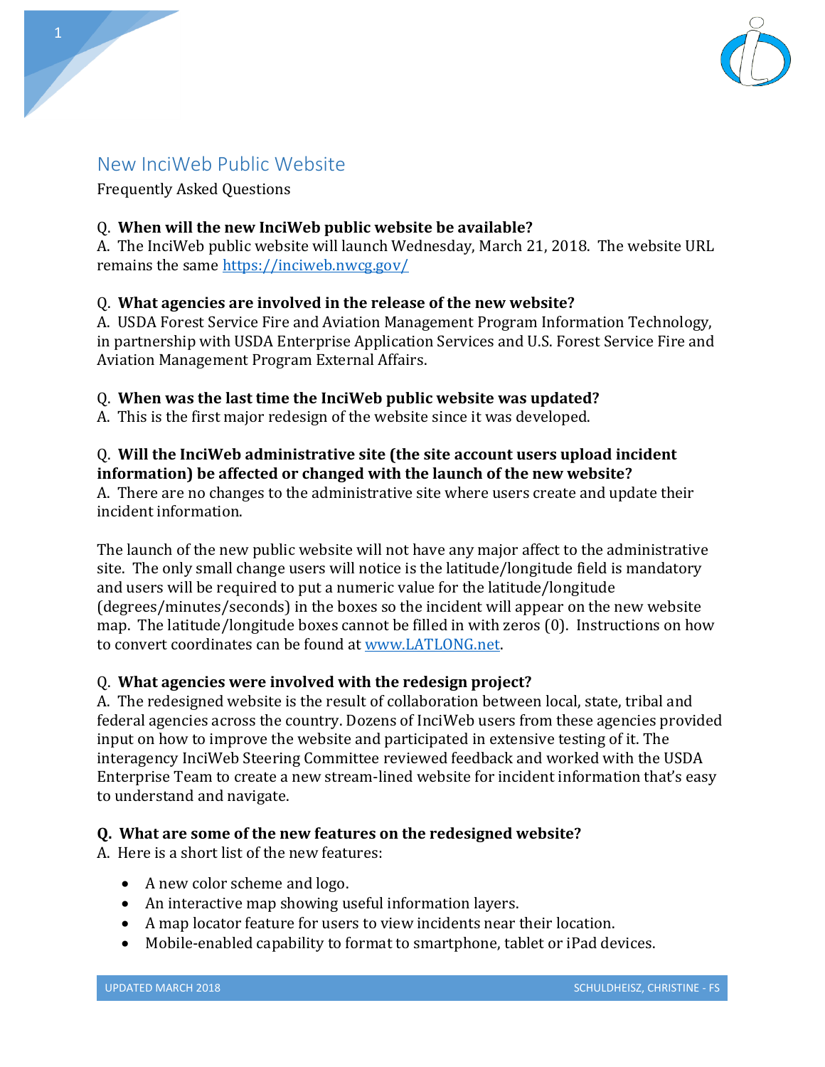# New InciWeb Public Website

Frequently Asked Questions

Q. **When will the new InciWeb public website be available?**
A. The InciWeb public website will launch Wednesday, March 21, 2018. The website URL remains the same https://inciweb.nwcg.gov/

Q. **What agencies are involved in the release of the new website?**
A. USDA Forest Service Fire and Aviation Management Program Information Technology, in partnership with USDA Enterprise Application Services and U.S. Forest Service Fire and Aviation Management Program External Affairs.

Q. **When was the last time the InciWeb public website was updated?**
A. This is the first major redesign of the website since it was developed.

Q. **Will the InciWeb administrative site (the site account users upload incident information) be affected or changed with the launch of the new website?**
A. There are no changes to the administrative site where users create and update their incident information.

The launch of the new public website will not have any major affect to the administrative site. The only small change users will notice is the latitude/longitude field is mandatory and users will be required to put a numeric value for the latitude/longitude (degrees/minutes/seconds) in the boxes so the incident will appear on the new website map. The latitude/longitude boxes cannot be filled in with zeros (0). Instructions on how to convert coordinates can be found at www.LATLONG.net.

Q. **What agencies were involved with the redesign project?**
A. The redesigned website is the result of collaboration between local, state, tribal and federal agencies across the country. Dozens of InciWeb users from these agencies provided input on how to improve the website and participated in extensive testing of it. The interagency InciWeb Steering Committee reviewed feedback and worked with the USDA Enterprise Team to create a new stream-lined website for incident information that's easy to understand and navigate.

**Q. What are some of the new features on the redesigned website?**
A. Here is a short list of the new features:

- A new color scheme and logo.
- An interactive map showing useful information layers.
- A map locator feature for users to view incidents near their location.
- Mobile-enabled capability to format to smartphone, tablet or iPad devices.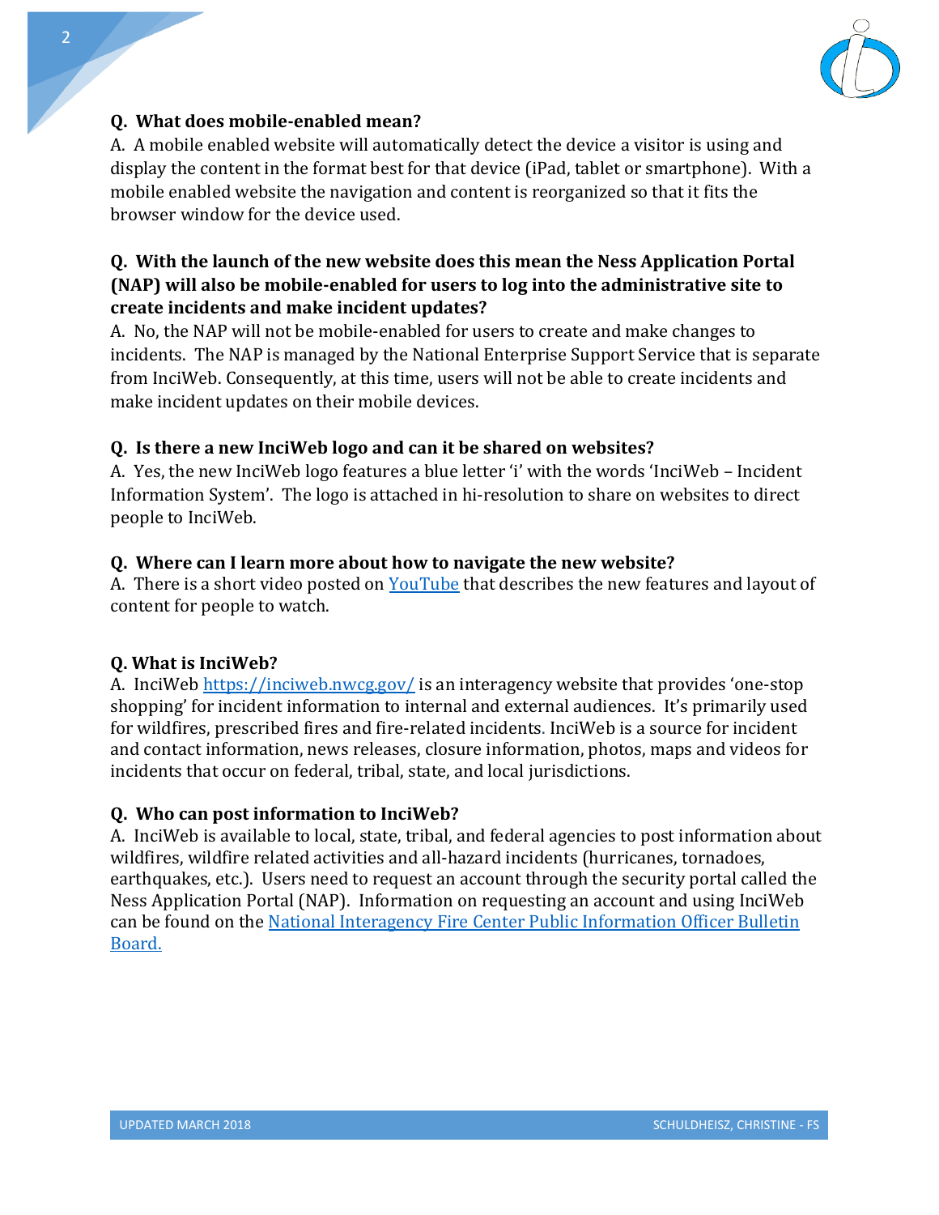**Q. What does mobile-enabled mean?**

A. A mobile enabled website will automatically detect the device a visitor is using and display the content in the format best for that device (iPad, tablet or smartphone). With a mobile enabled website the navigation and content is reorganized so that it fits the browser window for the device used.

**Q. With the launch of the new website does this mean the Ness Application Portal (NAP) will also be mobile-enabled for users to log into the administrative site to create incidents and make incident updates?**

A. No, the NAP will not be mobile-enabled for users to create and make changes to incidents. The NAP is managed by the National Enterprise Support Service that is separate from InciWeb. Consequently, at this time, users will not be able to create incidents and make incident updates on their mobile devices.

**Q. Is there a new InciWeb logo and can it be shared on websites?**

A. Yes, the new InciWeb logo features a blue letter 'i' with the words 'InciWeb – Incident Information System'. The logo is attached in hi-resolution to share on websites to direct people to InciWeb.

**Q. Where can I learn more about how to navigate the new website?**

A. There is a short video posted on [YouTube](YouTube) that describes the new features and layout of content for people to watch.

**Q. What is InciWeb?**

A. InciWeb [https://inciweb.nwcg.gov/](https://inciweb.nwcg.gov/) is an interagency website that provides 'one-stop shopping' for incident information to internal and external audiences. It's primarily used for wildfires, prescribed fires and fire-related incidents. InciWeb is a source for incident and contact information, news releases, closure information, photos, maps and videos for incidents that occur on federal, tribal, state, and local jurisdictions.

**Q. Who can post information to InciWeb?**

A. InciWeb is available to local, state, tribal, and federal agencies to post information about wildfires, wildfire related activities and all-hazard incidents (hurricanes, tornadoes, earthquakes, etc.). Users need to request an account through the security portal called the Ness Application Portal (NAP). Information on requesting an account and using InciWeb can be found on the [National Interagency Fire Center Public Information Officer Bulletin Board.](National Interagency Fire Center Public Information Officer Bulletin Board.)